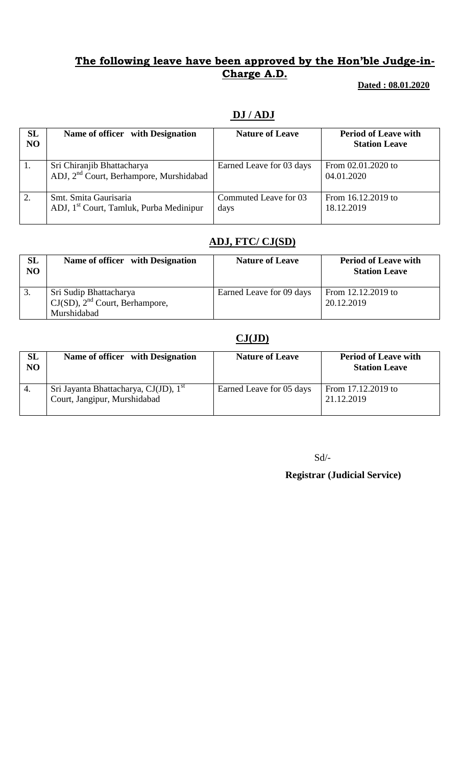## **The following leave have been approved by the Hon'ble Judge-in-Charge A.D.**

**Dated : 08.01.2020**

### **DJ / ADJ**

| SL NO | Name of officer with Designation | Nature of Leave | Period of Leave with Station Leave |
|---|---|---|---|
| 1. | Sri Chiranjib Bhattacharya<br>ADJ, 2nd Court, Berhampore, Murshidabad | Earned Leave for 03 days | From 02.01.2020 to 04.01.2020 |
| 2. | Smt. Smita Gaurisaria<br>ADJ, 1st Court, Tamluk, Purba Medinipur | Commuted Leave for 03 days | From 16.12.2019 to 18.12.2019 |

### **ADJ, FTC/ CJ(SD)**

| SL NO | Name of officer with Designation | Nature of Leave | Period of Leave with Station Leave |
|---|---|---|---|
| 3. | Sri Sudip Bhattacharya<br>CJ(SD), 2nd Court, Berhampore, Murshidabad | Earned Leave for 09 days | From 12.12.2019 to 20.12.2019 |

### **CJ(JD)**

| SL NO | Name of officer with Designation | Nature of Leave | Period of Leave with Station Leave |
|---|---|---|---|
| 4. | Sri Jayanta Bhattacharya, CJ(JD), 1st Court, Jangipur, Murshidabad | Earned Leave for 05 days | From 17.12.2019 to 21.12.2019 |

Sd/-

**Registrar (Judicial Service)**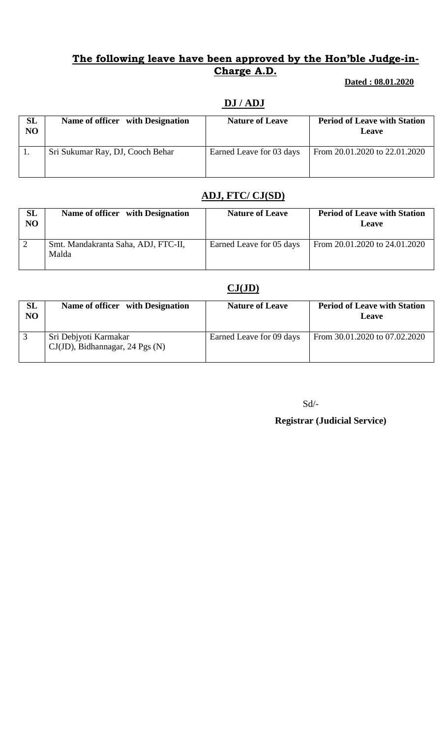# The following leave have been approved by the Hon'ble Judge-in-Charge A.D.

**Dated : 08.01.2020**

## DJ / ADJ

| SL NO | Name of officer with Designation | Nature of Leave | Period of Leave with Station Leave |
|---|---|---|---|
| 1. | Sri Sukumar Ray, DJ, Cooch Behar | Earned Leave for 03 days | From 20.01.2020 to 22.01.2020 |

## ADJ, FTC/ CJ(SD)

| SL NO | Name of officer with Designation | Nature of Leave | Period of Leave with Station Leave |
|---|---|---|---|
| 2 | Smt. Mandakranta Saha, ADJ, FTC-II, Malda | Earned Leave for 05 days | From 20.01.2020 to 24.01.2020 |

## CJ(JD)

| SL NO | Name of officer with Designation | Nature of Leave | Period of Leave with Station Leave |
|---|---|---|---|
| 3 | Sri Debjyoti Karmakar CJ(JD), Bidhannagar, 24 Pgs (N) | Earned Leave for 09 days | From 30.01.2020 to 07.02.2020 |

Sd/-

**Registrar (Judicial Service)**